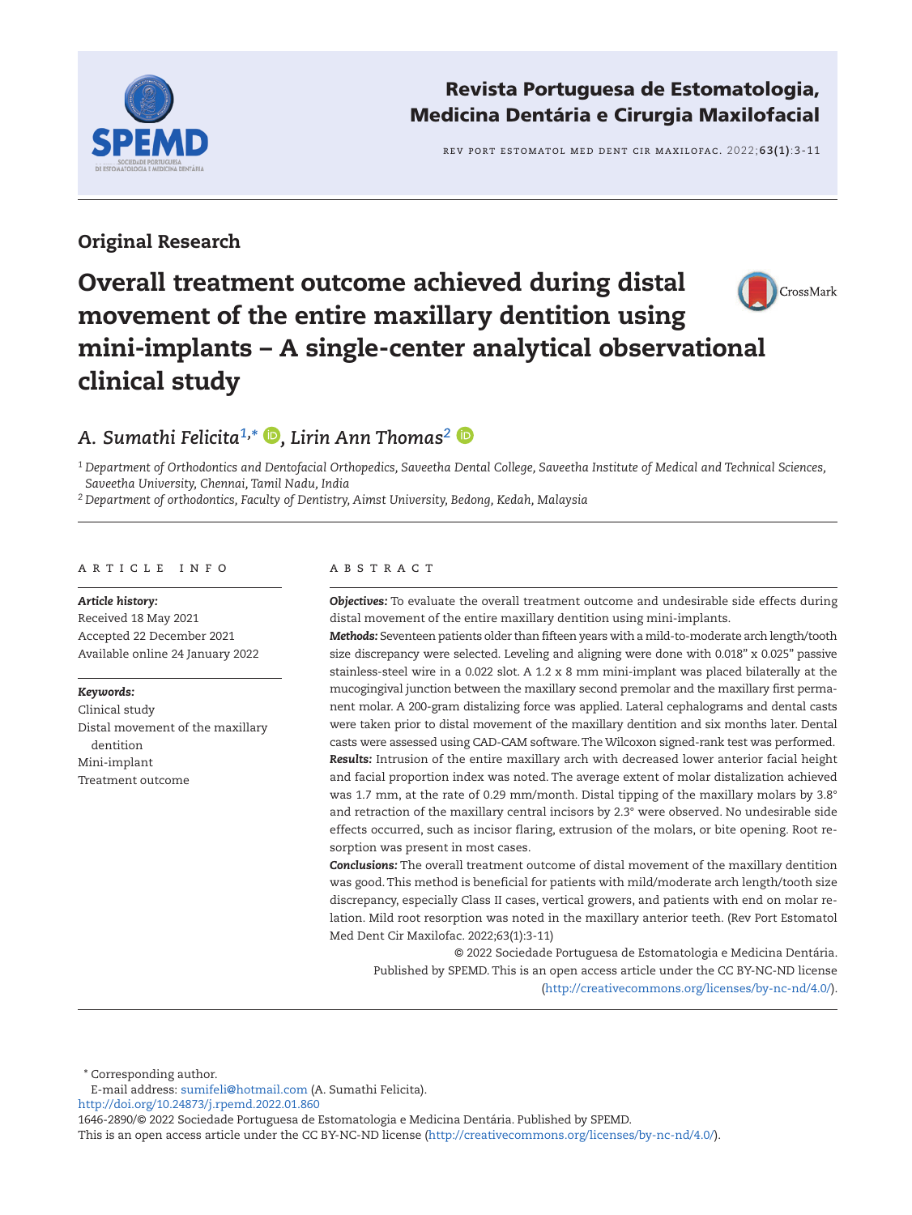Original Research

# Overall treatment outcome achieved during distal movement of the entire maxillary dentition using mini-implants – A single-center analytical observational clinical study

*A. Sumathi Felicita*[1,*], *Lirin Ann Thomas*[2]

[1] *Department of Orthodontics and Dentofacial Orthopedics, Saveetha Dental College, Saveetha Institute of Medical and Technical Sciences, Saveetha University, Chennai, Tamil Nadu, India*

[2] *Department of orthodontics, Faculty of Dentistry, Aimst University, Bedong, Kedah, Malaysia*

## ARTICLE INFO

***Article history:***
Received 18 May 2021
Accepted 22 December 2021
Available online 24 January 2022

***Keywords:***
Clinical study
Distal movement of the maxillary dentition
Mini-implant
Treatment outcome

## ABSTRACT

***Objectives:*** To evaluate the overall treatment outcome and undesirable side effects during distal movement of the entire maxillary dentition using mini-implants.

***Methods:*** Seventeen patients older than fifteen years with a mild-to-moderate arch length/tooth size discrepancy were selected. Leveling and aligning were done with 0.018" x 0.025" passive stainless-steel wire in a 0.022 slot. A 1.2 x 8 mm mini-implant was placed bilaterally at the mucogingival junction between the maxillary second premolar and the maxillary first permanent molar. A 200-gram distalizing force was applied. Lateral cephalograms and dental casts were taken prior to distal movement of the maxillary dentition and six months later. Dental casts were assessed using CAD-CAM software. The Wilcoxon signed-rank test was performed.

***Results:*** Intrusion of the entire maxillary arch with decreased lower anterior facial height and facial proportion index was noted. The average extent of molar distalization achieved was 1.7 mm, at the rate of 0.29 mm/month. Distal tipping of the maxillary molars by 3.8° and retraction of the maxillary central incisors by 2.3° were observed. No undesirable side effects occurred, such as incisor flaring, extrusion of the molars, or bite opening. Root resorption was present in most cases.

***Conclusions:*** The overall treatment outcome of distal movement of the maxillary dentition was good. This method is beneficial for patients with mild/moderate arch length/tooth size discrepancy, especially Class II cases, vertical growers, and patients with end on molar relation. Mild root resorption was noted in the maxillary anterior teeth. (Rev Port Estomatol Med Dent Cir Maxilofac. 2022;63(1):3-11)

© 2022 Sociedade Portuguesa de Estomatologia e Medicina Dentária. Published by SPEMD. This is an open access article under the CC BY-NC-ND license (http://creativecommons.org/licenses/by-nc-nd/4.0/).

---

[*] Corresponding author.
E-mail address: sumifeli@hotmail.com (A. Sumathi Felicita).
http://doi.org/10.24873/j.rpemd.2022.01.860
1646-2890/© 2022 Sociedade Portuguesa de Estomatologia e Medicina Dentária. Published by SPEMD.
This is an open access article under the CC BY-NC-ND license (http://creativecommons.org/licenses/by-nc-nd/4.0/).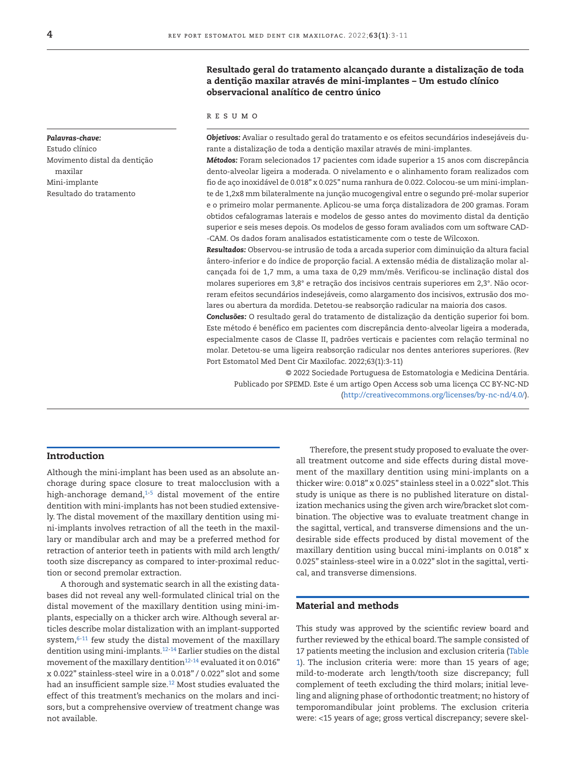## Resultado geral do tratamento alcançado durante a distalização de toda a dentição maxilar através de mini-implantes – Um estudo clínico observacional analítico de centro único

R E S U M O

*Palavras-chave:*
Estudo clínico
Movimento distal da dentição maxilar
Mini-implante
Resultado do tratamento

***Objetivos:*** Avaliar o resultado geral do tratamento e os efeitos secundários indesejáveis durante a distalização de toda a dentição maxilar através de mini-implantes.

***Métodos:*** Foram selecionados 17 pacientes com idade superior a 15 anos com discrepância dento-alveolar ligeira a moderada. O nivelamento e o alinhamento foram realizados com fio de aço inoxidável de 0.018" x 0.025" numa ranhura de 0.022. Colocou-se um mini-implante de 1,2x8 mm bilateralmente na junção mucogengival entre o segundo pré-molar superior e o primeiro molar permanente. Aplicou-se uma força distalizadora de 200 gramas. Foram obtidos cefalogramas laterais e modelos de gesso antes do movimento distal da dentição superior e seis meses depois. Os modelos de gesso foram avaliados com um software CAD-CAM. Os dados foram analisados estatisticamente com o teste de Wilcoxon.

***Resultados:*** Observou-se intrusão de toda a arcada superior com diminuição da altura facial ântero-inferior e do índice de proporção facial. A extensão média de distalização molar alcançada foi de 1,7 mm, a uma taxa de 0,29 mm/mês. Verificou-se inclinação distal dos molares superiores em 3,8° e retração dos incisivos centrais superiores em 2,3°. Não ocorreram efeitos secundários indesejáveis, como alargamento dos incisivos, extrusão dos molares ou abertura da mordida. Detetou-se reabsorção radicular na maioria dos casos.

***Conclusões:*** O resultado geral do tratamento de distalização da dentição superior foi bom. Este método é benéfico em pacientes com discrepância dento-alveolar ligeira a moderada, especialmente casos de Classe II, padrões verticais e pacientes com relação terminal no molar. Detetou-se uma ligeira reabsorção radicular nos dentes anteriores superiores. (Rev Port Estomatol Med Dent Cir Maxilofac. 2022;63(1):3-11)

© 2022 Sociedade Portuguesa de Estomatologia e Medicina Dentária.
Publicado por SPEMD. Este é um artigo Open Access sob uma licença CC BY-NC-ND (http://creativecommons.org/licenses/by-nc-nd/4.0/).

## Introduction

Although the mini-implant has been used as an absolute anchorage during space closure to treat malocclusion with a high-anchorage demand,[1-5] distal movement of the entire dentition with mini-implants has not been studied extensively. The distal movement of the maxillary dentition using mini-implants involves retraction of all the teeth in the maxillary or mandibular arch and may be a preferred method for retraction of anterior teeth in patients with mild arch length/tooth size discrepancy as compared to inter-proximal reduction or second premolar extraction.

A thorough and systematic search in all the existing databases did not reveal any well-formulated clinical trial on the distal movement of the maxillary dentition using mini-implants, especially on a thicker arch wire. Although several articles describe molar distalization with an implant-supported system,[6-11] few study the distal movement of the maxillary dentition using mini-implants.[12-14] Earlier studies on the distal movement of the maxillary dentition[12-14] evaluated it on 0.016" x 0.022" stainless-steel wire in a 0.018" / 0.022" slot and some had an insufficient sample size.[12] Most studies evaluated the effect of this treatment's mechanics on the molars and incisors, but a comprehensive overview of treatment change was not available.

Therefore, the present study proposed to evaluate the overall treatment outcome and side effects during distal movement of the maxillary dentition using mini-implants on a thicker wire: 0.018" x 0.025" stainless steel in a 0.022" slot. This study is unique as there is no published literature on distalization mechanics using the given arch wire/bracket slot combination. The objective was to evaluate treatment change in the sagittal, vertical, and transverse dimensions and the undesirable side effects produced by distal movement of the maxillary dentition using buccal mini-implants on 0.018" x 0.025" stainless-steel wire in a 0.022" slot in the sagittal, vertical, and transverse dimensions.

## Material and methods

This study was approved by the scientific review board and further reviewed by the ethical board. The sample consisted of 17 patients meeting the inclusion and exclusion criteria (Table 1). The inclusion criteria were: more than 15 years of age; mild-to-moderate arch length/tooth size discrepancy; full complement of teeth excluding the third molars; initial leveling and aligning phase of orthodontic treatment; no history of temporomandibular joint problems. The exclusion criteria were: <15 years of age; gross vertical discrepancy; severe skel-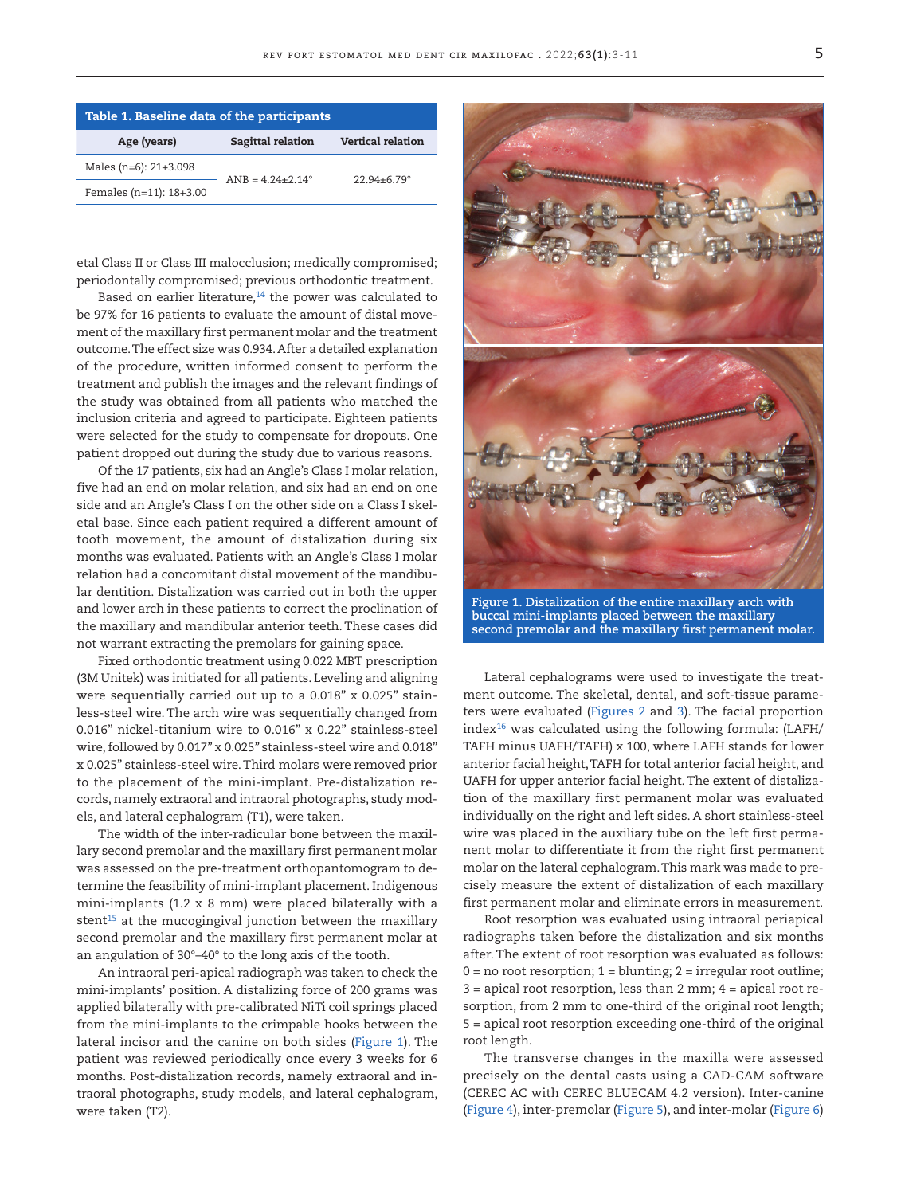**Table 1. Baseline data of the participants**

| Age (years) | Sagittal relation | Vertical relation |
|---|---|---|
| Males (n=6): 21+3.098 | ANB = 4.24±2.14° | 22.94±6.79° |
| Females (n=11): 18+3.00 | | |

etal Class II or Class III malocclusion; medically compromised; periodontally compromised; previous orthodontic treatment.

Based on earlier literature,[14] the power was calculated to be 97% for 16 patients to evaluate the amount of distal movement of the maxillary first permanent molar and the treatment outcome. The effect size was 0.934. After a detailed explanation of the procedure, written informed consent to perform the treatment and publish the images and the relevant findings of the study was obtained from all patients who matched the inclusion criteria and agreed to participate. Eighteen patients were selected for the study to compensate for dropouts. One patient dropped out during the study due to various reasons.

Of the 17 patients, six had an Angle's Class I molar relation, five had an end on molar relation, and six had an end on one side and an Angle's Class I on the other side on a Class I skeletal base. Since each patient required a different amount of tooth movement, the amount of distalization during six months was evaluated. Patients with an Angle's Class I molar relation had a concomitant distal movement of the mandibular dentition. Distalization was carried out in both the upper and lower arch in these patients to correct the proclination of the maxillary and mandibular anterior teeth. These cases did not warrant extracting the premolars for gaining space.

Fixed orthodontic treatment using 0.022 MBT prescription (3M Unitek) was initiated for all patients. Leveling and aligning were sequentially carried out up to a 0.018" x 0.025" stainless-steel wire. The arch wire was sequentially changed from 0.016" nickel-titanium wire to 0.016" x 0.22" stainless-steel wire, followed by 0.017" x 0.025" stainless-steel wire and 0.018" x 0.025" stainless-steel wire. Third molars were removed prior to the placement of the mini-implant. Pre-distalization records, namely extraoral and intraoral photographs, study models, and lateral cephalogram (T1), were taken.

The width of the inter-radicular bone between the maxillary second premolar and the maxillary first permanent molar was assessed on the pre-treatment orthopantomogram to determine the feasibility of mini-implant placement. Indigenous mini-implants (1.2 x 8 mm) were placed bilaterally with a stent[15] at the mucogingival junction between the maxillary second premolar and the maxillary first permanent molar at an angulation of 30°–40° to the long axis of the tooth.

An intraoral peri-apical radiograph was taken to check the mini-implants' position. A distalizing force of 200 grams was applied bilaterally with pre-calibrated NiTi coil springs placed from the mini-implants to the crimpable hooks between the lateral incisor and the canine on both sides (Figure 1). The patient was reviewed periodically once every 3 weeks for 6 months. Post-distalization records, namely extraoral and intraoral photographs, study models, and lateral cephalogram, were taken (T2).

Figure 1. Distalization of the entire maxillary arch with buccal mini-implants placed between the maxillary second premolar and the maxillary first permanent molar.

Lateral cephalograms were used to investigate the treatment outcome. The skeletal, dental, and soft-tissue parameters were evaluated (Figures 2 and 3). The facial proportion index[16] was calculated using the following formula: (LAFH/TAFH minus UAFH/TAFH) x 100, where LAFH stands for lower anterior facial height, TAFH for total anterior facial height, and UAFH for upper anterior facial height. The extent of distalization of the maxillary first permanent molar was evaluated individually on the right and left sides. A short stainless-steel wire was placed in the auxiliary tube on the left first permanent molar to differentiate it from the right first permanent molar on the lateral cephalogram. This mark was made to precisely measure the extent of distalization of each maxillary first permanent molar and eliminate errors in measurement.

Root resorption was evaluated using intraoral periapical radiographs taken before the distalization and six months after. The extent of root resorption was evaluated as follows: 0 = no root resorption; 1 = blunting; 2 = irregular root outline; 3 = apical root resorption, less than 2 mm; 4 = apical root resorption, from 2 mm to one-third of the original root length; 5 = apical root resorption exceeding one-third of the original root length.

The transverse changes in the maxilla were assessed precisely on the dental casts using a CAD-CAM software (CEREC AC with CEREC BLUECAM 4.2 version). Inter-canine (Figure 4), inter-premolar (Figure 5), and inter-molar (Figure 6)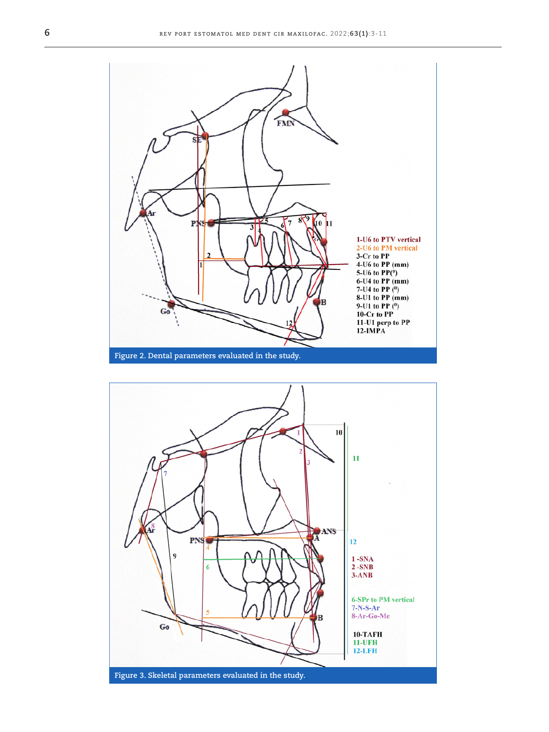1-U6 to PTV vertical
2-U6 to PM vertical
3-Cr to PP
4-U6 to PP (mm)
5-U6 to PP(°)
6-U4 to PP (mm)
7-U4 to PP (°)
8-U1 to PP (mm)
9-U1 to PP (°)
10-Cr to PP
11-U1 perp to PP
12-IMPA

Figure 2. Dental parameters evaluated in the study.

1 -SNA
2 -SNB
3-ANB

6-SPr to PM vertical
7-N-S-Ar
8-Ar-Go-Me

10-TAFH
11-UFH
12-LFH

Figure 3. Skeletal parameters evaluated in the study.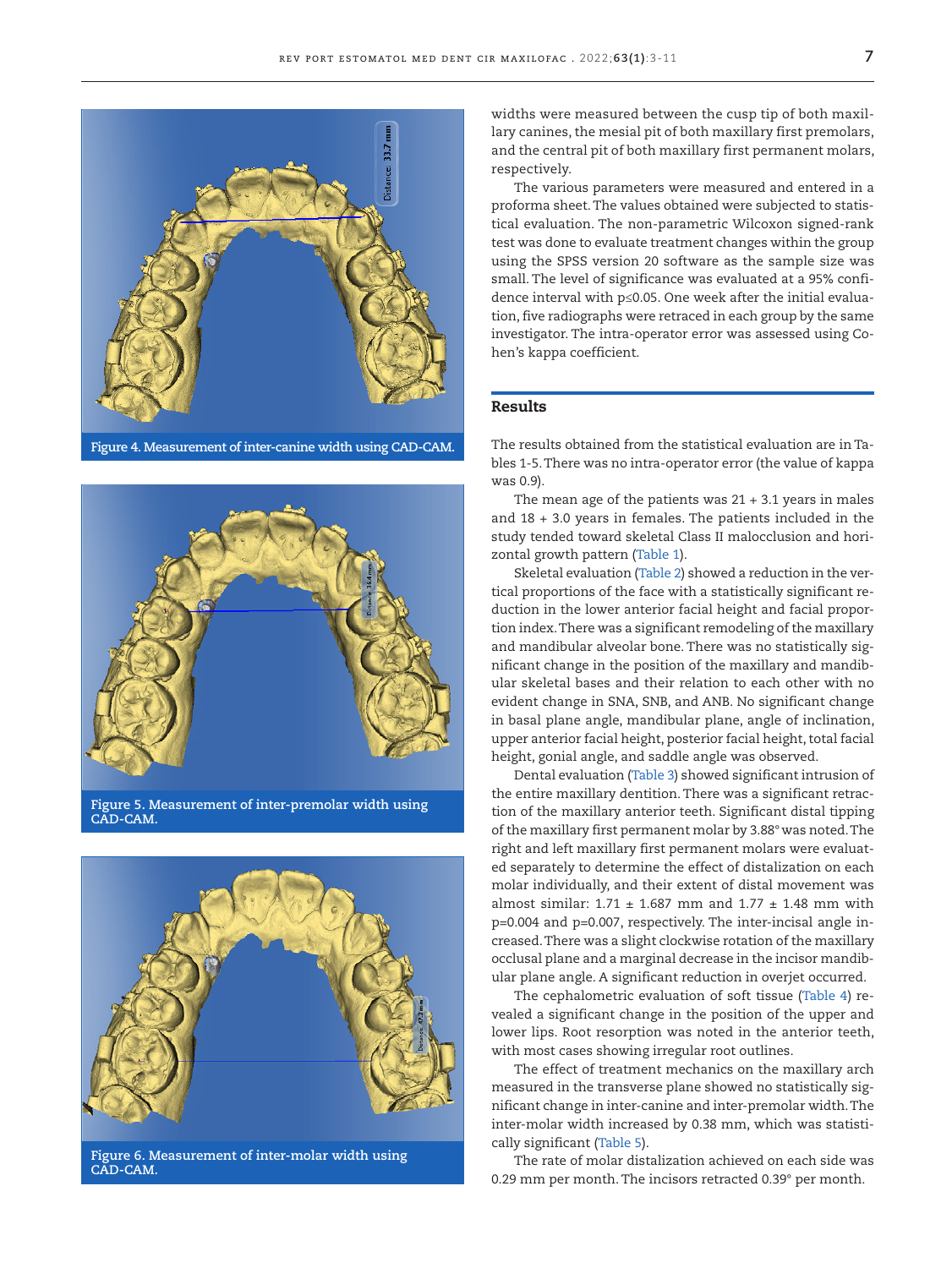Figure 4. Measurement of inter-canine width using CAD-CAM.

Figure 5. Measurement of inter-premolar width using CAD-CAM.

Figure 6. Measurement of inter-molar width using CAD-CAM.

widths were measured between the cusp tip of both maxillary canines, the mesial pit of both maxillary first premolars, and the central pit of both maxillary first permanent molars, respectively.

The various parameters were measured and entered in a proforma sheet. The values obtained were subjected to statistical evaluation. The non-parametric Wilcoxon signed-rank test was done to evaluate treatment changes within the group using the SPSS version 20 software as the sample size was small. The level of significance was evaluated at a 95% confidence interval with $p \leq 0.05$. One week after the initial evaluation, five radiographs were retraced in each group by the same investigator. The intra-operator error was assessed using Cohen's kappa coefficient.

## Results

The results obtained from the statistical evaluation are in Tables 1-5. There was no intra-operator error (the value of kappa was 0.9).

The mean age of the patients was 21 + 3.1 years in males and 18 + 3.0 years in females. The patients included in the study tended toward skeletal Class II malocclusion and horizontal growth pattern (Table 1).

Skeletal evaluation (Table 2) showed a reduction in the vertical proportions of the face with a statistically significant reduction in the lower anterior facial height and facial proportion index. There was a significant remodeling of the maxillary and mandibular alveolar bone. There was no statistically significant change in the position of the maxillary and mandibular skeletal bases and their relation to each other with no evident change in SNA, SNB, and ANB. No significant change in basal plane angle, mandibular plane, angle of inclination, upper anterior facial height, posterior facial height, total facial height, gonial angle, and saddle angle was observed.

Dental evaluation (Table 3) showed significant intrusion of the entire maxillary dentition. There was a significant retraction of the maxillary anterior teeth. Significant distal tipping of the maxillary first permanent molar by 3.88° was noted. The right and left maxillary first permanent molars were evaluated separately to determine the effect of distalization on each molar individually, and their extent of distal movement was almost similar: 1.71 ± 1.687 mm and 1.77 ± 1.48 mm with $p=0.004$ and $p=0.007$, respectively. The inter-incisal angle increased. There was a slight clockwise rotation of the maxillary occlusal plane and a marginal decrease in the incisor mandibular plane angle. A significant reduction in overjet occurred.

The cephalometric evaluation of soft tissue (Table 4) revealed a significant change in the position of the upper and lower lips. Root resorption was noted in the anterior teeth, with most cases showing irregular root outlines.

The effect of treatment mechanics on the maxillary arch measured in the transverse plane showed no statistically significant change in inter-canine and inter-premolar width. The inter-molar width increased by 0.38 mm, which was statistically significant (Table 5).

The rate of molar distalization achieved on each side was 0.29 mm per month. The incisors retracted 0.39° per month.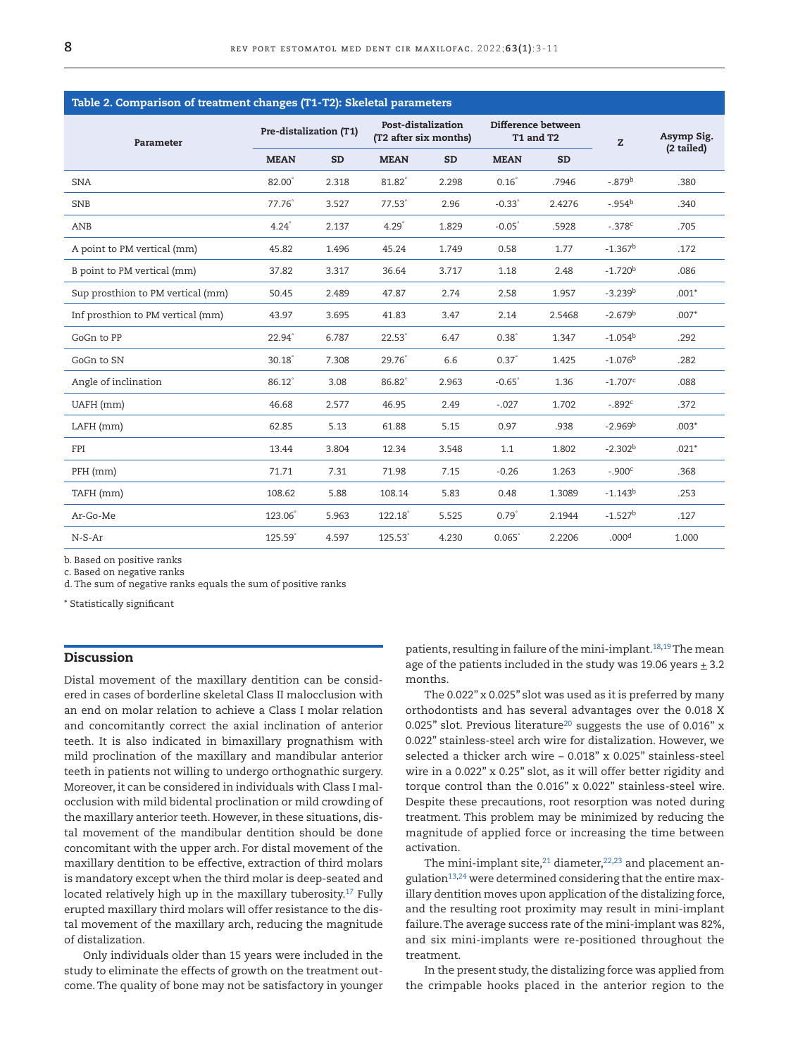**Table 2. Comparison of treatment changes (T1-T2): Skeletal parameters**

| Parameter | Pre-distalization (T1) | | Post-distalization (T2 after six months) | | Difference between T1 and T2 | | Z | Asymp Sig. (2 tailed) |
|---|---|---|---|---|---|---|---|---|
| | MEAN | SD | MEAN | SD | MEAN | SD | | |
| SNA | 82.00° | 2.318 | 81.82° | 2.298 | 0.16° | .7946 | -.879[b] | .380 |
| SNB | 77.76° | 3.527 | 77.53° | 2.96 | -0.33° | 2.4276 | -.954[b] | .340 |
| ANB | 4.24° | 2.137 | 4.29° | 1.829 | -0.05° | .5928 | -.378[c] | .705 |
| A point to PM vertical (mm) | 45.82 | 1.496 | 45.24 | 1.749 | 0.58 | 1.77 | -1.367[b] | .172 |
| B point to PM vertical (mm) | 37.82 | 3.317 | 36.64 | 3.717 | 1.18 | 2.48 | -1.720[b] | .086 |
| Sup prosthion to PM vertical (mm) | 50.45 | 2.489 | 47.87 | 2.74 | 2.58 | 1.957 | -3.239[b] | .001* |
| Inf prosthion to PM vertical (mm) | 43.97 | 3.695 | 41.83 | 3.47 | 2.14 | 2.5468 | -2.679[b] | .007* |
| GoGn to PP | 22.94° | 6.787 | 22.53° | 6.47 | 0.38° | 1.347 | -1.054[b] | .292 |
| GoGn to SN | 30.18° | 7.308 | 29.76° | 6.6 | 0.37° | 1.425 | -1.076[b] | .282 |
| Angle of inclination | 86.12° | 3.08 | 86.82° | 2.963 | -0.65° | 1.36 | -1.707[c] | .088 |
| UAFH (mm) | 46.68 | 2.577 | 46.95 | 2.49 | -.027 | 1.702 | -.892[c] | .372 |
| LAFH (mm) | 62.85 | 5.13 | 61.88 | 5.15 | 0.97 | .938 | -2.969[b] | .003* |
| FPI | 13.44 | 3.804 | 12.34 | 3.548 | 1.1 | 1.802 | -2.302[b] | .021* |
| PFH (mm) | 71.71 | 7.31 | 71.98 | 7.15 | -0.26 | 1.263 | -.900[c] | .368 |
| TAFH (mm) | 108.62 | 5.88 | 108.14 | 5.83 | 0.48 | 1.3089 | -1.143[b] | .253 |
| Ar-Go-Me | 123.06° | 5.963 | 122.18° | 5.525 | 0.79° | 2.1944 | -1.527[b] | .127 |
| N-S-Ar | 125.59° | 4.597 | 125.53° | 4.230 | 0.065° | 2.2206 | .000[d] | 1.000 |

b. Based on positive ranks
c. Based on negative ranks
d. The sum of negative ranks equals the sum of positive ranks

* Statistically significant

## Discussion

Distal movement of the maxillary dentition can be considered in cases of borderline skeletal Class II malocclusion with an end on molar relation to achieve a Class I molar relation and concomitantly correct the axial inclination of anterior teeth. It is also indicated in bimaxillary prognathism with mild proclination of the maxillary and mandibular anterior teeth in patients not willing to undergo orthognathic surgery. Moreover, it can be considered in individuals with Class I malocclusion with mild bidental proclination or mild crowding of the maxillary anterior teeth. However, in these situations, distal movement of the mandibular dentition should be done concomitant with the upper arch. For distal movement of the maxillary dentition to be effective, extraction of third molars is mandatory except when the third molar is deep-seated and located relatively high up in the maxillary tuberosity.[17] Fully erupted maxillary third molars will offer resistance to the distal movement of the maxillary arch, reducing the magnitude of distalization.

Only individuals older than 15 years were included in the study to eliminate the effects of growth on the treatment outcome. The quality of bone may not be satisfactory in younger patients, resulting in failure of the mini-implant.[18,19] The mean age of the patients included in the study was 19.06 years ± 3.2 months.

The 0.022" x 0.025" slot was used as it is preferred by many orthodontists and has several advantages over the 0.018 X 0.025" slot. Previous literature[20] suggests the use of 0.016" x 0.022" stainless-steel arch wire for distalization. However, we selected a thicker arch wire – 0.018" x 0.025" stainless-steel wire in a 0.022" x 0.25" slot, as it will offer better rigidity and torque control than the 0.016" x 0.022" stainless-steel wire. Despite these precautions, root resorption was noted during treatment. This problem may be minimized by reducing the magnitude of applied force or increasing the time between activation.

The mini-implant site,[21] diameter,[22,23] and placement angulation[13,24] were determined considering that the entire maxillary dentition moves upon application of the distalizing force, and the resulting root proximity may result in mini-implant failure. The average success rate of the mini-implant was 82%, and six mini-implants were re-positioned throughout the treatment.

In the present study, the distalizing force was applied from the crimpable hooks placed in the anterior region to the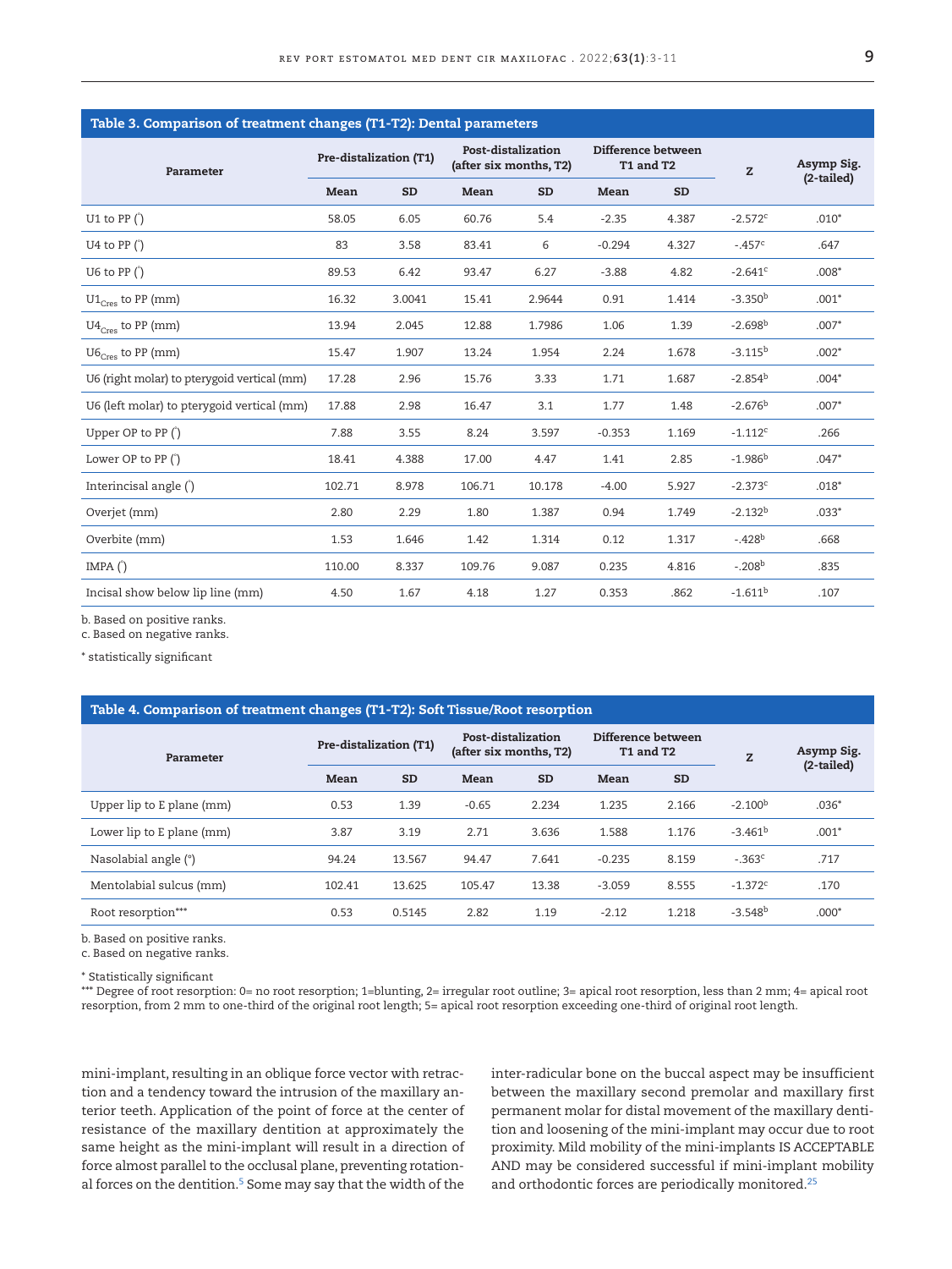**Table 3. Comparison of treatment changes (T1-T2): Dental parameters**

| Parameter | Pre-distalization (T1) | | Post-distalization (after six months, T2) | | Difference between T1 and T2 | | Z | Asymp Sig. (2-tailed) |
|---|---|---|---|---|---|---|---|---|
| | Mean | SD | Mean | SD | Mean | SD | | |
| U1 to PP (°) | 58.05 | 6.05 | 60.76 | 5.4 | -2.35 | 4.387 | -2.572[c] | .010* |
| U4 to PP (°) | 83 | 3.58 | 83.41 | 6 | -0.294 | 4.327 | -.457[c] | .647 |
| U6 to PP (°) | 89.53 | 6.42 | 93.47 | 6.27 | -3.88 | 4.82 | -2.641[c] | .008* |
| $U1_{Cres}$ to PP (mm) | 16.32 | 3.0041 | 15.41 | 2.9644 | 0.91 | 1.414 | -3.350[b] | .001* |
| $U4_{Cres}$ to PP (mm) | 13.94 | 2.045 | 12.88 | 1.7986 | 1.06 | 1.39 | -2.698[b] | .007* |
| $U6_{Cres}$ to PP (mm) | 15.47 | 1.907 | 13.24 | 1.954 | 2.24 | 1.678 | -3.115[b] | .002* |
| U6 (right molar) to pterygoid vertical (mm) | 17.28 | 2.96 | 15.76 | 3.33 | 1.71 | 1.687 | -2.854[b] | .004* |
| U6 (left molar) to pterygoid vertical (mm) | 17.88 | 2.98 | 16.47 | 3.1 | 1.77 | 1.48 | -2.676[b] | .007* |
| Upper OP to PP (°) | 7.88 | 3.55 | 8.24 | 3.597 | -0.353 | 1.169 | -1.112[c] | .266 |
| Lower OP to PP (°) | 18.41 | 4.388 | 17.00 | 4.47 | 1.41 | 2.85 | -1.986[b] | .047* |
| Interincisal angle (°) | 102.71 | 8.978 | 106.71 | 10.178 | -4.00 | 5.927 | -2.373[c] | .018* |
| Overjet (mm) | 2.80 | 2.29 | 1.80 | 1.387 | 0.94 | 1.749 | -2.132[b] | .033* |
| Overbite (mm) | 1.53 | 1.646 | 1.42 | 1.314 | 0.12 | 1.317 | -.428[b] | .668 |
| IMPA (°) | 110.00 | 8.337 | 109.76 | 9.087 | 0.235 | 4.816 | -.208[b] | .835 |
| Incisal show below lip line (mm) | 4.50 | 1.67 | 4.18 | 1.27 | 0.353 | .862 | -1.611[b] | .107 |

b. Based on positive ranks.
c. Based on negative ranks.

* statistically significant

**Table 4. Comparison of treatment changes (T1-T2): Soft Tissue/Root resorption**

| Parameter | Pre-distalization (T1) | | Post-distalization (after six months, T2) | | Difference between T1 and T2 | | Z | Asymp Sig. (2-tailed) |
|---|---|---|---|---|---|---|---|---|
| | Mean | SD | Mean | SD | Mean | SD | | |
| Upper lip to E plane (mm) | 0.53 | 1.39 | -0.65 | 2.234 | 1.235 | 2.166 | -2.100[b] | .036* |
| Lower lip to E plane (mm) | 3.87 | 3.19 | 2.71 | 3.636 | 1.588 | 1.176 | -3.461[b] | .001* |
| Nasolabial angle (°) | 94.24 | 13.567 | 94.47 | 7.641 | -0.235 | 8.159 | -.363[c] | .717 |
| Mentolabial sulcus (mm) | 102.41 | 13.625 | 105.47 | 13.38 | -3.059 | 8.555 | -1.372[c] | .170 |
| Root resorption*** | 0.53 | 0.5145 | 2.82 | 1.19 | -2.12 | 1.218 | -3.548[b] | .000* |

b. Based on positive ranks.
c. Based on negative ranks.

* Statistically significant
*** Degree of root resorption: 0= no root resorption; 1=blunting, 2= irregular root outline; 3= apical root resorption, less than 2 mm; 4= apical root resorption, from 2 mm to one-third of the original root length; 5= apical root resorption exceeding one-third of original root length.

mini-implant, resulting in an oblique force vector with retraction and a tendency toward the intrusion of the maxillary anterior teeth. Application of the point of force at the center of resistance of the maxillary dentition at approximately the same height as the mini-implant will result in a direction of force almost parallel to the occlusal plane, preventing rotational forces on the dentition.[5] Some may say that the width of the inter-radicular bone on the buccal aspect may be insufficient between the maxillary second premolar and maxillary first permanent molar for distal movement of the maxillary dentition and loosening of the mini-implant may occur due to root proximity. Mild mobility of the mini-implants IS ACCEPTABLE AND may be considered successful if mini-implant mobility and orthodontic forces are periodically monitored.[25]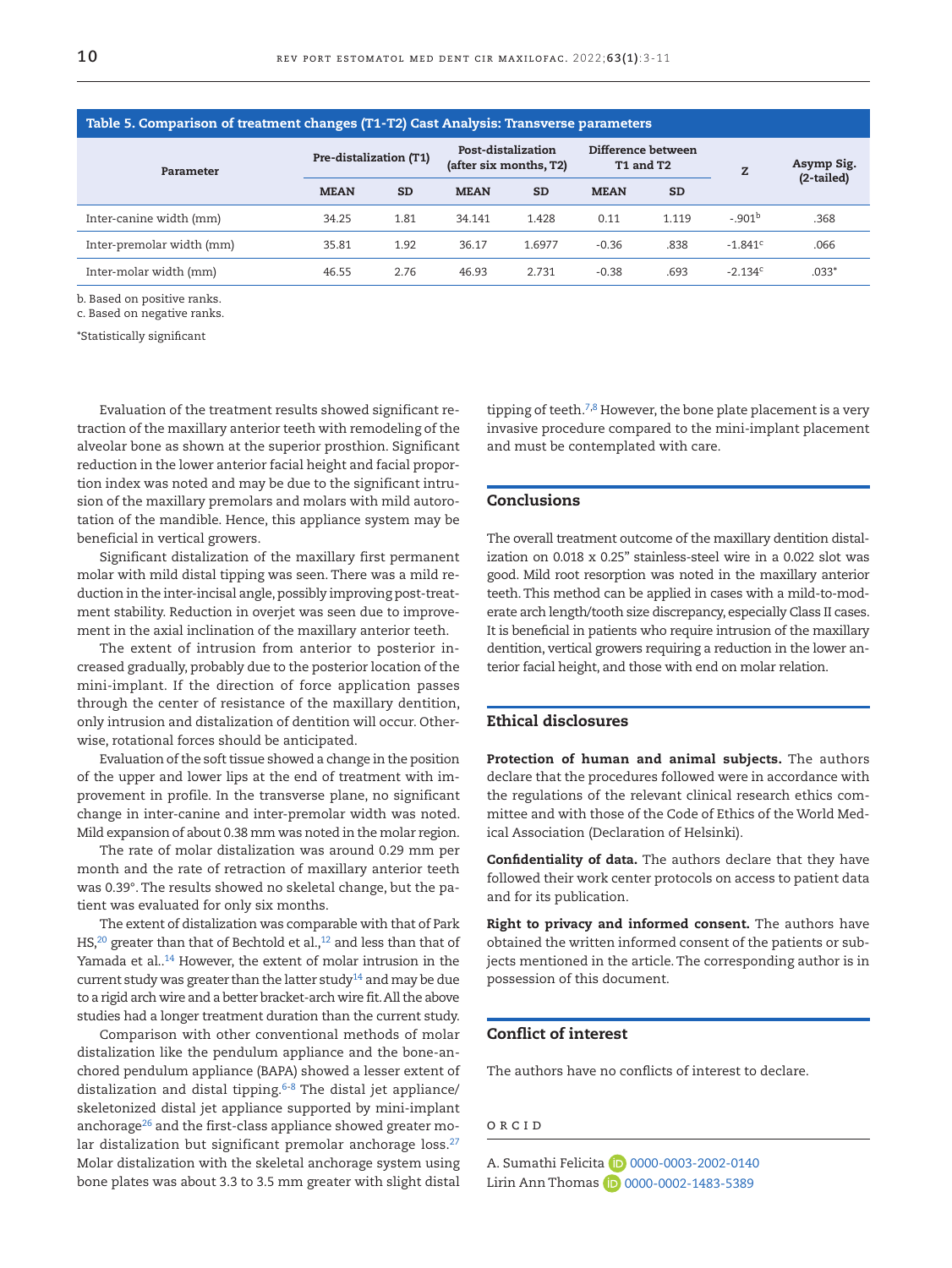**Table 5. Comparison of treatment changes (T1-T2) Cast Analysis: Transverse parameters**

| Parameter | Pre-distalization (T1) | | Post-distalization (after six months, T2) | | Difference between T1 and T2 | | Z | Asymp Sig. (2-tailed) |
|---|---|---|---|---|---|---|---|---|
| | MEAN | SD | MEAN | SD | MEAN | SD | | |
| Inter-canine width (mm) | 34.25 | 1.81 | 34.141 | 1.428 | 0.11 | 1.119 | -.901[b] | .368 |
| Inter-premolar width (mm) | 35.81 | 1.92 | 36.17 | 1.6977 | -0.36 | .838 | -1.841[c] | .066 |
| Inter-molar width (mm) | 46.55 | 2.76 | 46.93 | 2.731 | -0.38 | .693 | -2.134[c] | .033* |

b. Based on positive ranks.
c. Based on negative ranks.

*Statistically significant

Evaluation of the treatment results showed significant retraction of the maxillary anterior teeth with remodeling of the alveolar bone as shown at the superior prosthion. Significant reduction in the lower anterior facial height and facial proportion index was noted and may be due to the significant intrusion of the maxillary premolars and molars with mild autorotation of the mandible. Hence, this appliance system may be beneficial in vertical growers.

Significant distalization of the maxillary first permanent molar with mild distal tipping was seen. There was a mild reduction in the inter-incisal angle, possibly improving post-treatment stability. Reduction in overjet was seen due to improvement in the axial inclination of the maxillary anterior teeth.

The extent of intrusion from anterior to posterior increased gradually, probably due to the posterior location of the mini-implant. If the direction of force application passes through the center of resistance of the maxillary dentition, only intrusion and distalization of dentition will occur. Otherwise, rotational forces should be anticipated.

Evaluation of the soft tissue showed a change in the position of the upper and lower lips at the end of treatment with improvement in profile. In the transverse plane, no significant change in inter-canine and inter-premolar width was noted. Mild expansion of about 0.38 mm was noted in the molar region.

The rate of molar distalization was around 0.29 mm per month and the rate of retraction of maxillary anterior teeth was 0.39°. The results showed no skeletal change, but the patient was evaluated for only six months.

The extent of distalization was comparable with that of Park HS,[20] greater than that of Bechtold et al.,[12] and less than that of Yamada et al..[14] However, the extent of molar intrusion in the current study was greater than the latter study[14] and may be due to a rigid arch wire and a better bracket-arch wire fit. All the above studies had a longer treatment duration than the current study.

Comparison with other conventional methods of molar distalization like the pendulum appliance and the bone-anchored pendulum appliance (BAPA) showed a lesser extent of distalization and distal tipping.[6-8] The distal jet appliance/skeletonized distal jet appliance supported by mini-implant anchorage[26] and the first-class appliance showed greater molar distalization but significant premolar anchorage loss.[27] Molar distalization with the skeletal anchorage system using bone plates was about 3.3 to 3.5 mm greater with slight distal tipping of teeth.[7,8] However, the bone plate placement is a very invasive procedure compared to the mini-implant placement and must be contemplated with care.

## Conclusions

The overall treatment outcome of the maxillary dentition distalization on 0.018 x 0.25" stainless-steel wire in a 0.022 slot was good. Mild root resorption was noted in the maxillary anterior teeth. This method can be applied in cases with a mild-to-moderate arch length/tooth size discrepancy, especially Class II cases. It is beneficial in patients who require intrusion of the maxillary dentition, vertical growers requiring a reduction in the lower anterior facial height, and those with end on molar relation.

## Ethical disclosures

**Protection of human and animal subjects.** The authors declare that the procedures followed were in accordance with the regulations of the relevant clinical research ethics committee and with those of the Code of Ethics of the World Medical Association (Declaration of Helsinki).

**Confidentiality of data.** The authors declare that they have followed their work center protocols on access to patient data and for its publication.

**Right to privacy and informed consent.** The authors have obtained the written informed consent of the patients or subjects mentioned in the article. The corresponding author is in possession of this document.

## Conflict of interest

The authors have no conflicts of interest to declare.

## ORCID

A. Sumathi Felicita 0000-0003-2002-0140
Lirin Ann Thomas 0000-0002-1483-5389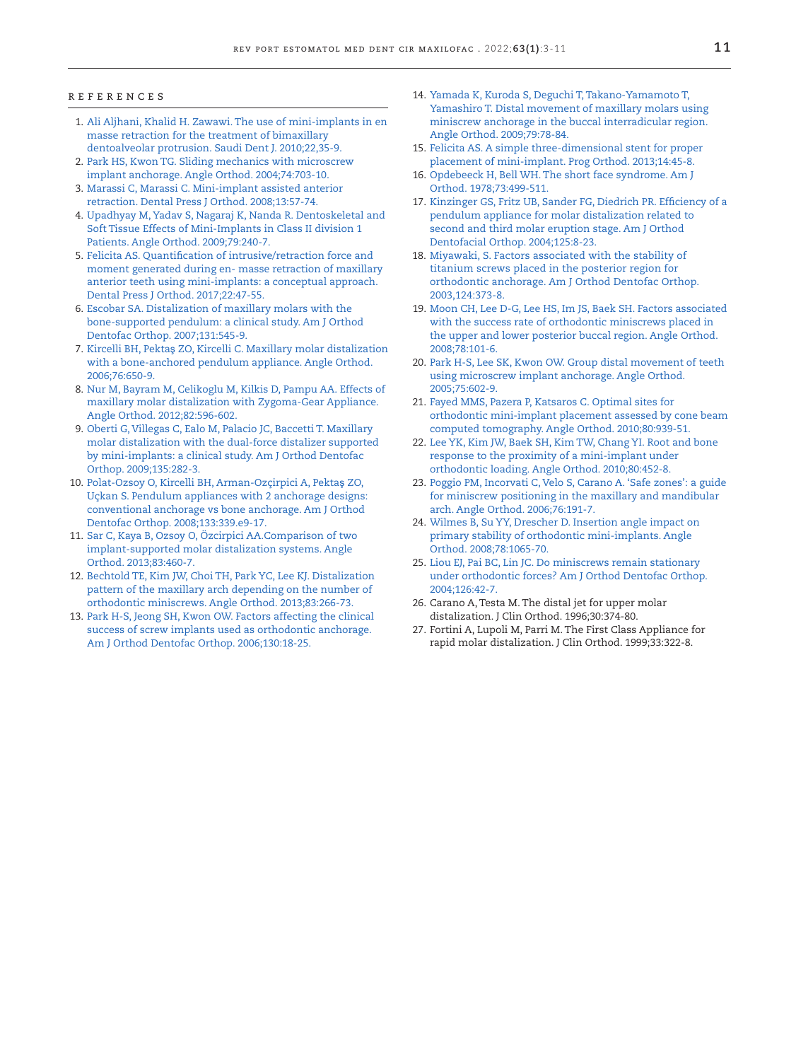## REFERENCES

1. Ali Aljhani, Khalid H. Zawawi. The use of mini-implants in en masse retraction for the treatment of bimaxillary dentoalveolar protrusion. Saudi Dent J. 2010;22,35-9.
2. Park HS, Kwon TG. Sliding mechanics with microscrew implant anchorage. Angle Orthod. 2004;74:703-10.
3. Marassi C, Marassi C. Mini-implant assisted anterior retraction. Dental Press J Orthod. 2008;13:57-74.
4. Upadhyay M, Yadav S, Nagaraj K, Nanda R. Dentoskeletal and Soft Tissue Effects of Mini-Implants in Class II division 1 Patients. Angle Orthod. 2009;79:240-7.
5. Felicita AS. Quantification of intrusive/retraction force and moment generated during en- masse retraction of maxillary anterior teeth using mini-implants: a conceptual approach. Dental Press J Orthod. 2017;22:47-55.
6. Escobar SA. Distalization of maxillary molars with the bone-supported pendulum: a clinical study. Am J Orthod Dentofac Orthop. 2007;131:545-9.
7. Kircelli BH, Pektaş ZO, Kircelli C. Maxillary molar distalization with a bone-anchored pendulum appliance. Angle Orthod. 2006;76:650-9.
8. Nur M, Bayram M, Celikoglu M, Kilkis D, Pampu AA. Effects of maxillary molar distalization with Zygoma-Gear Appliance. Angle Orthod. 2012;82:596-602.
9. Oberti G, Villegas C, Ealo M, Palacio JC, Baccetti T. Maxillary molar distalization with the dual-force distalizer supported by mini-implants: a clinical study. Am J Orthod Dentofac Orthop. 2009;135:282-3.
10. Polat-Ozsoy O, Kircelli BH, Arman-Ozçirpici A, Pektaş ZO, Uçkan S. Pendulum appliances with 2 anchorage designs: conventional anchorage vs bone anchorage. Am J Orthod Dentofac Orthop. 2008;133:339.e9-17.
11. Sar C, Kaya B, Ozsoy O, Özcirpici AA.Comparison of two implant-supported molar distalization systems. Angle Orthod. 2013;83:460-7.
12. Bechtold TE, Kim JW, Choi TH, Park YC, Lee KJ. Distalization pattern of the maxillary arch depending on the number of orthodontic miniscrews. Angle Orthod. 2013;83:266-73.
13. Park H-S, Jeong SH, Kwon OW. Factors affecting the clinical success of screw implants used as orthodontic anchorage. Am J Orthod Dentofac Orthop. 2006;130:18-25.
14. Yamada K, Kuroda S, Deguchi T, Takano-Yamamoto T, Yamashiro T. Distal movement of maxillary molars using miniscrew anchorage in the buccal interradicular region. Angle Orthod. 2009;79:78-84.
15. Felicita AS. A simple three-dimensional stent for proper placement of mini-implant. Prog Orthod. 2013;14:45-8.
16. Opdebeeck H, Bell WH. The short face syndrome. Am J Orthod. 1978;73:499-511.
17. Kinzinger GS, Fritz UB, Sander FG, Diedrich PR. Efficiency of a pendulum appliance for molar distalization related to second and third molar eruption stage. Am J Orthod Dentofacial Orthop. 2004;125:8-23.
18. Miyawaki, S. Factors associated with the stability of titanium screws placed in the posterior region for orthodontic anchorage. Am J Orthod Dentofac Orthop. 2003,124:373-8.
19. Moon CH, Lee D-G, Lee HS, Im JS, Baek SH. Factors associated with the success rate of orthodontic miniscrews placed in the upper and lower posterior buccal region. Angle Orthod. 2008;78:101-6.
20. Park H-S, Lee SK, Kwon OW. Group distal movement of teeth using microscrew implant anchorage. Angle Orthod. 2005;75:602-9.
21. Fayed MMS, Pazera P, Katsaros C. Optimal sites for orthodontic mini-implant placement assessed by cone beam computed tomography. Angle Orthod. 2010;80:939-51.
22. Lee YK, Kim JW, Baek SH, Kim TW, Chang YI. Root and bone response to the proximity of a mini-implant under orthodontic loading. Angle Orthod. 2010;80:452-8.
23. Poggio PM, Incorvati C, Velo S, Carano A. 'Safe zones': a guide for miniscrew positioning in the maxillary and mandibular arch. Angle Orthod. 2006;76:191-7.
24. Wilmes B, Su YY, Drescher D. Insertion angle impact on primary stability of orthodontic mini-implants. Angle Orthod. 2008;78:1065-70.
25. Liou EJ, Pai BC, Lin JC. Do miniscrews remain stationary under orthodontic forces? Am J Orthod Dentofac Orthop. 2004;126:42-7.
26. Carano A, Testa M. The distal jet for upper molar distalization. J Clin Orthod. 1996;30:374-80.
27. Fortini A, Lupoli M, Parri M. The First Class Appliance for rapid molar distalization. J Clin Orthod. 1999;33:322-8.